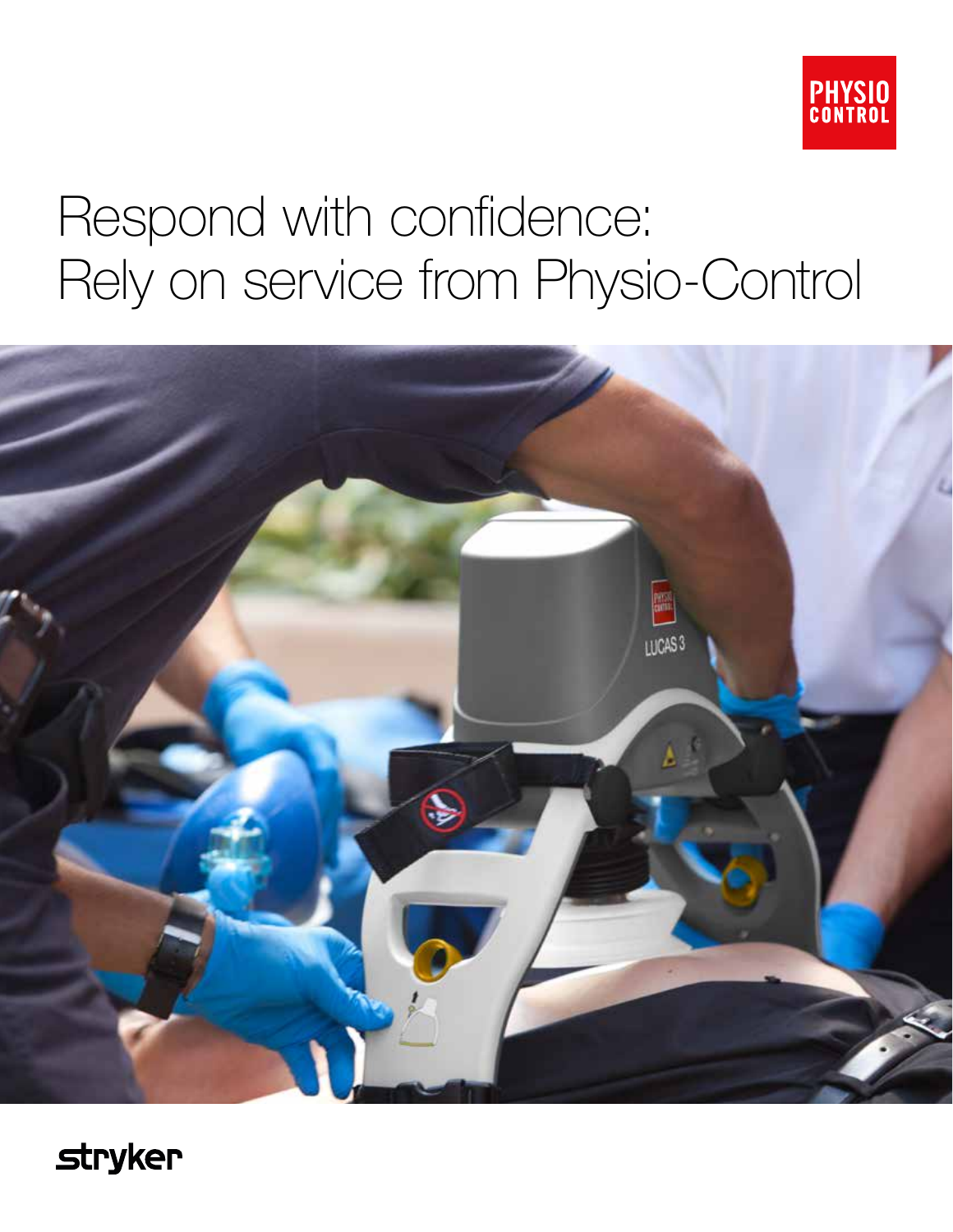PHYSIO CONTROL

# Respond with confidence: Rely on service from Physio-Control

stryker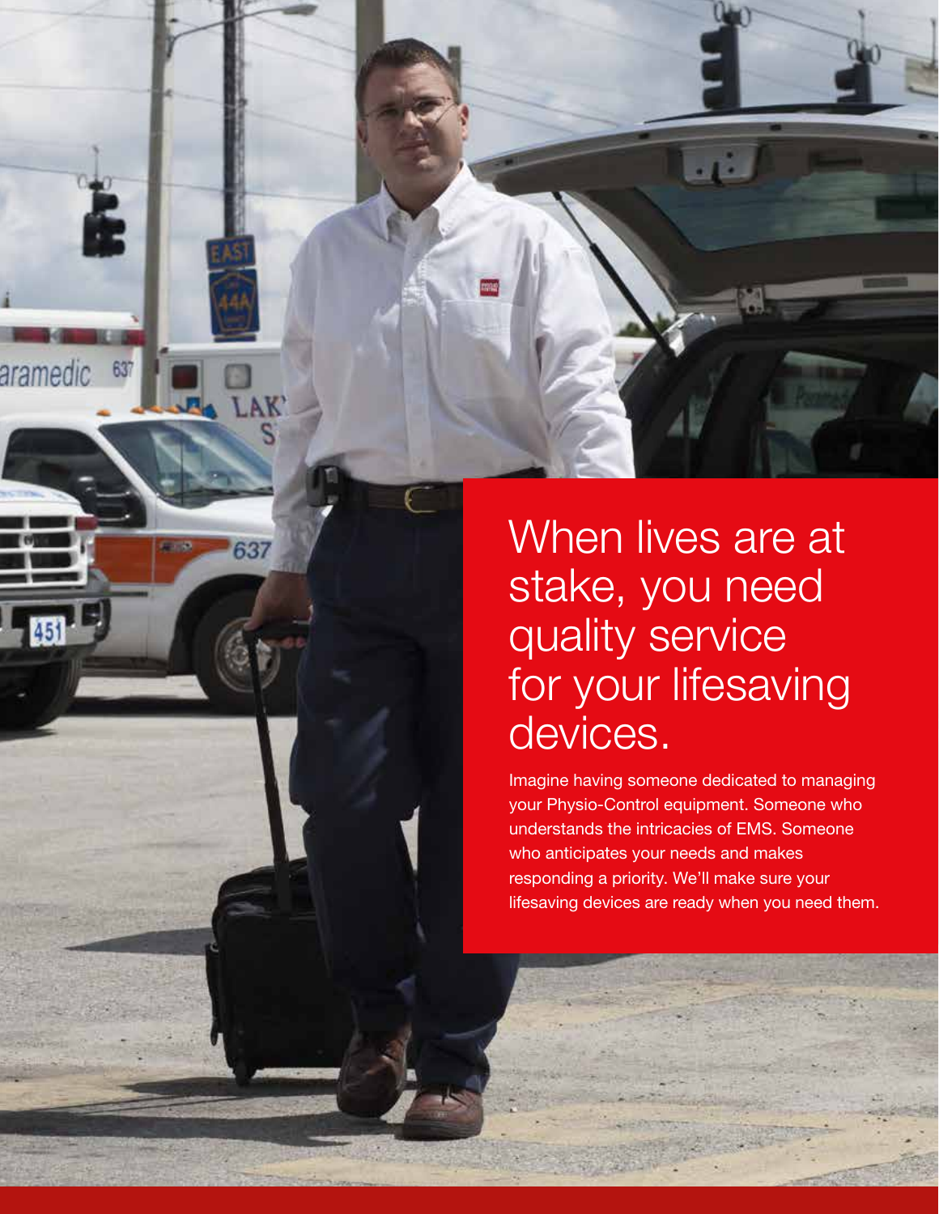# When lives are at stake, you need quality service for your lifesaving devices.

Imagine having someone dedicated to managing your Physio-Control equipment. Someone who understands the intricacies of EMS. Someone who anticipates your needs and makes responding a priority. We'll make sure your lifesaving devices are ready when you need them.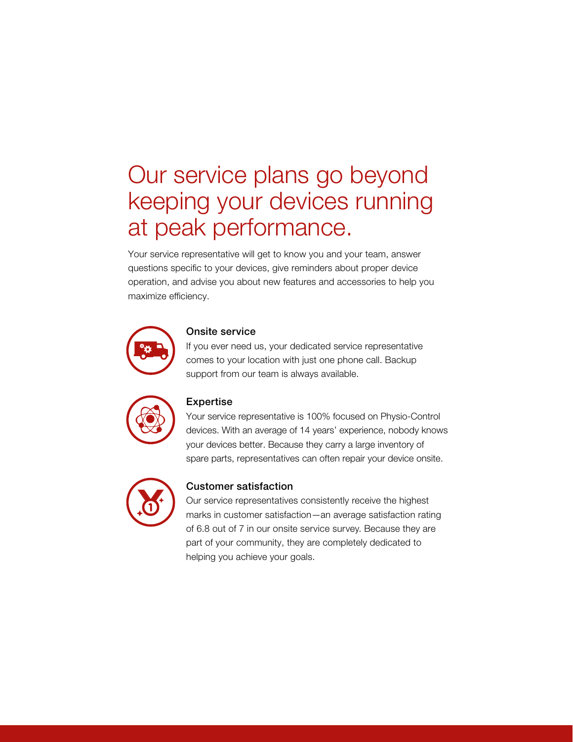# Our service plans go beyond keeping your devices running at peak performance.

Your service representative will get to know you and your team, answer questions specific to your devices, give reminders about proper device operation, and advise you about new features and accessories to help you maximize efficiency.

### Onsite service

If you ever need us, your dedicated service representative comes to your location with just one phone call. Backup support from our team is always available.

### Expertise

Your service representative is 100% focused on Physio-Control devices. With an average of 14 years' experience, nobody knows your devices better. Because they carry a large inventory of spare parts, representatives can often repair your device onsite.

### Customer satisfaction

Our service representatives consistently receive the highest marks in customer satisfaction—an average satisfaction rating of 6.8 out of 7 in our onsite service survey. Because they are part of your community, they are completely dedicated to helping you achieve your goals.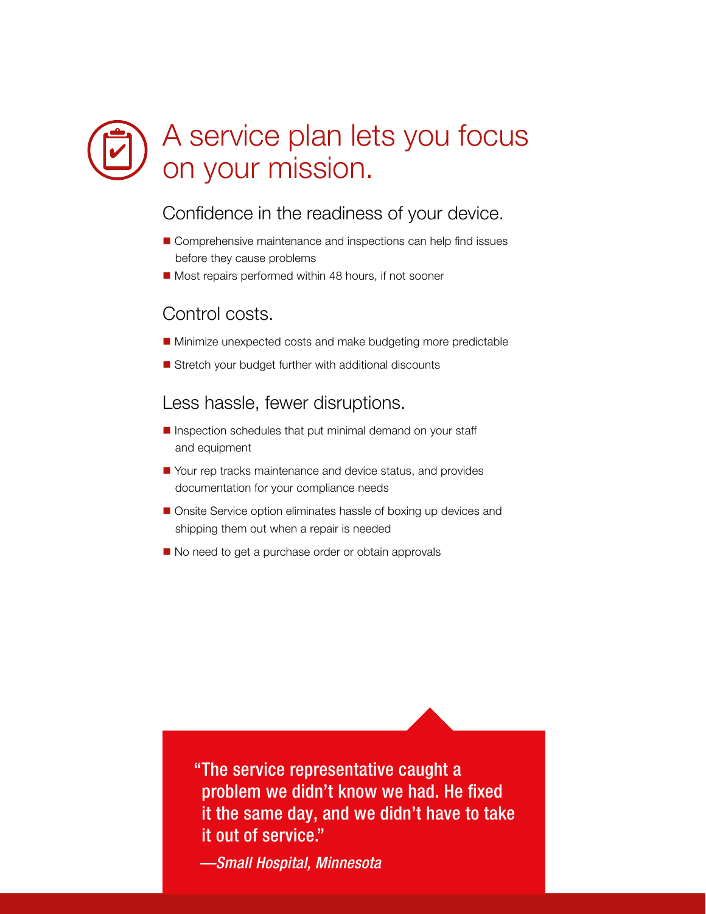# A service plan lets you focus on your mission.

## Confidence in the readiness of your device.

- Comprehensive maintenance and inspections can help find issues before they cause problems
- Most repairs performed within 48 hours, if not sooner

## Control costs.

- Minimize unexpected costs and make budgeting more predictable
- Stretch your budget further with additional discounts

## Less hassle, fewer disruptions.

- Inspection schedules that put minimal demand on your staff and equipment
- Your rep tracks maintenance and device status, and provides documentation for your compliance needs
- Onsite Service option eliminates hassle of boxing up devices and shipping them out when a repair is needed
- No need to get a purchase order or obtain approvals

> **"The service representative caught a problem we didn't know we had. He fixed it the same day, and we didn't have to take it out of service."**
>
> *—Small Hospital, Minnesota*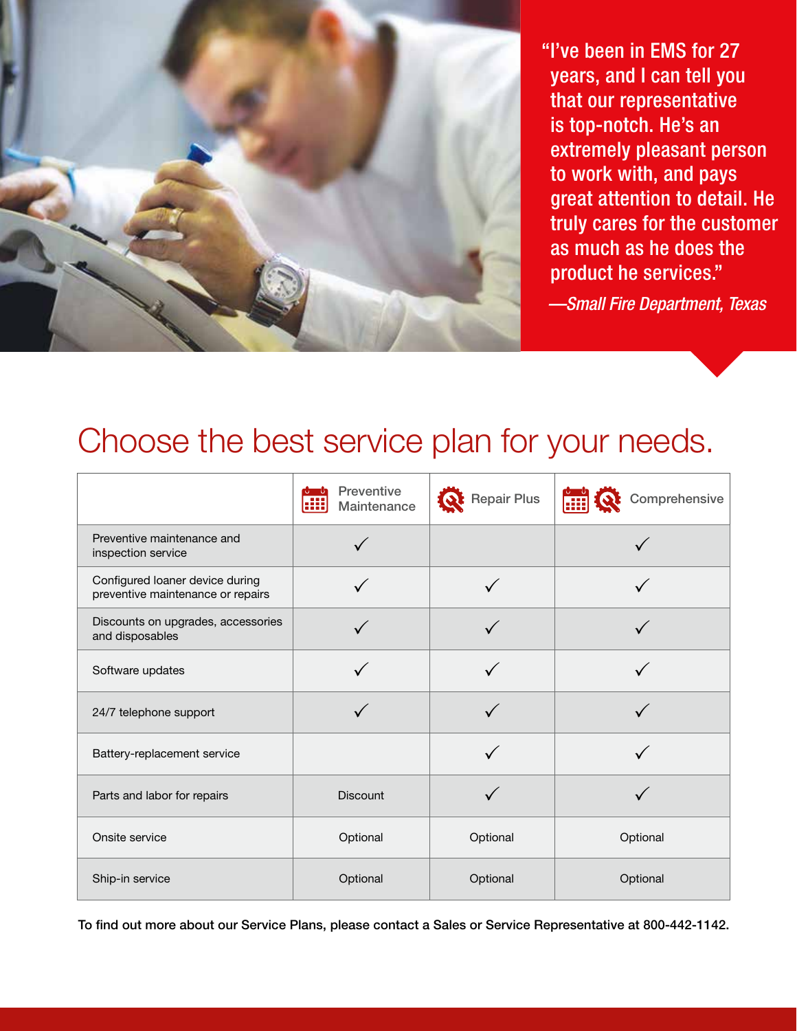> "I've been in EMS for 27 years, and I can tell you that our representative is top-notch. He's an extremely pleasant person to work with, and pays great attention to detail. He truly cares for the customer as much as he does the product he services."
>
> *—Small Fire Department, Texas*

# Choose the best service plan for your needs.

| | Preventive Maintenance | Repair Plus | Comprehensive |
|---|---|---|---|
| Preventive maintenance and inspection service | ✓ | | ✓ |
| Configured loaner device during preventive maintenance or repairs | ✓ | ✓ | ✓ |
| Discounts on upgrades, accessories and disposables | ✓ | ✓ | ✓ |
| Software updates | ✓ | ✓ | ✓ |
| 24/7 telephone support | ✓ | ✓ | ✓ |
| Battery-replacement service | | ✓ | ✓ |
| Parts and labor for repairs | Discount | ✓ | ✓ |
| Onsite service | Optional | Optional | Optional |
| Ship-in service | Optional | Optional | Optional |

To find out more about our Service Plans, please contact a Sales or Service Representative at 800-442-1142.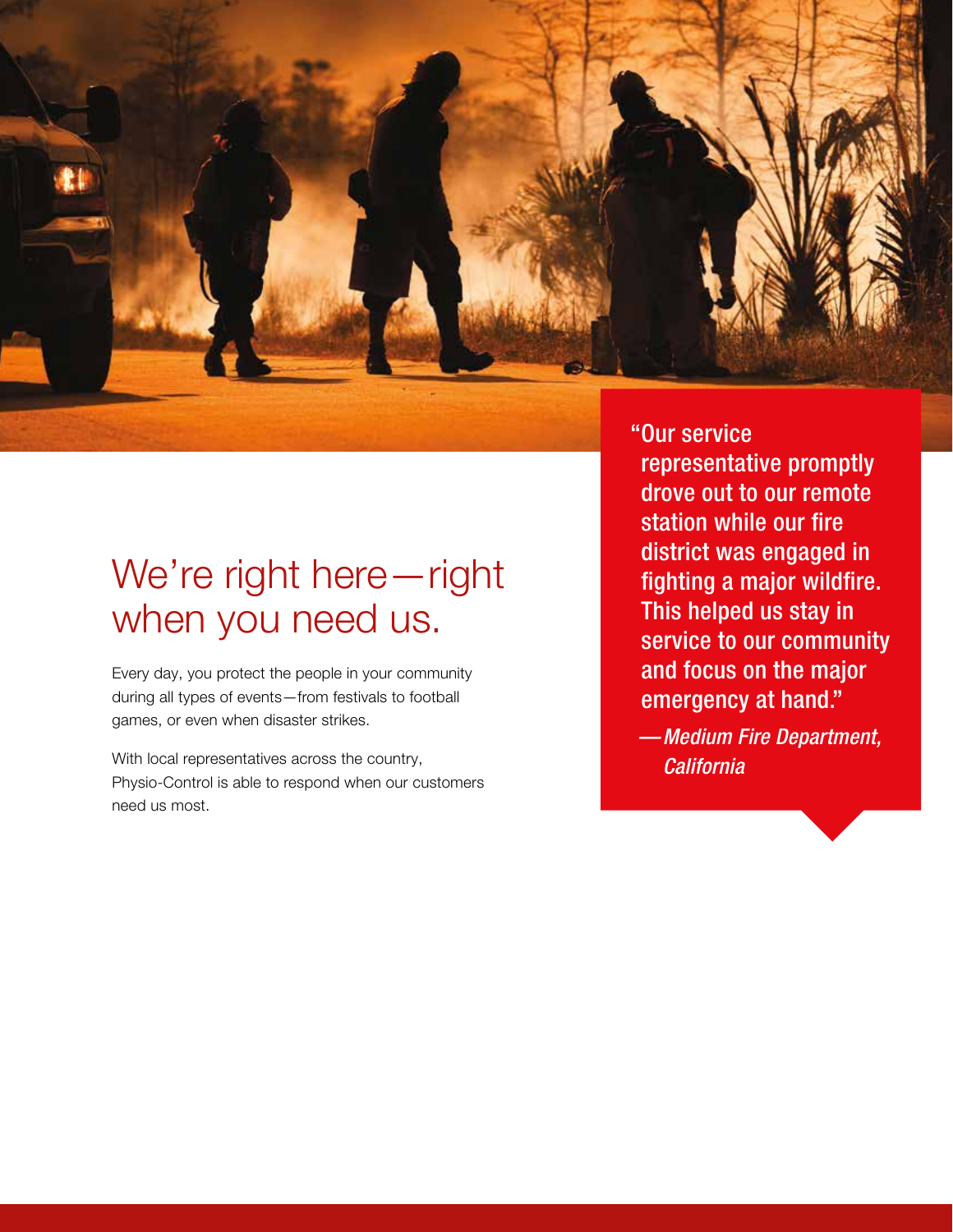# We're right here—right when you need us.

Every day, you protect the people in your community during all types of events—from festivals to football games, or even when disaster strikes.

With local representatives across the country, Physio-Control is able to respond when our customers need us most.

> "Our service representative promptly drove out to our remote station while our fire district was engaged in fighting a major wildfire. This helped us stay in service to our community and focus on the major emergency at hand."
>
> —*Medium Fire Department, California*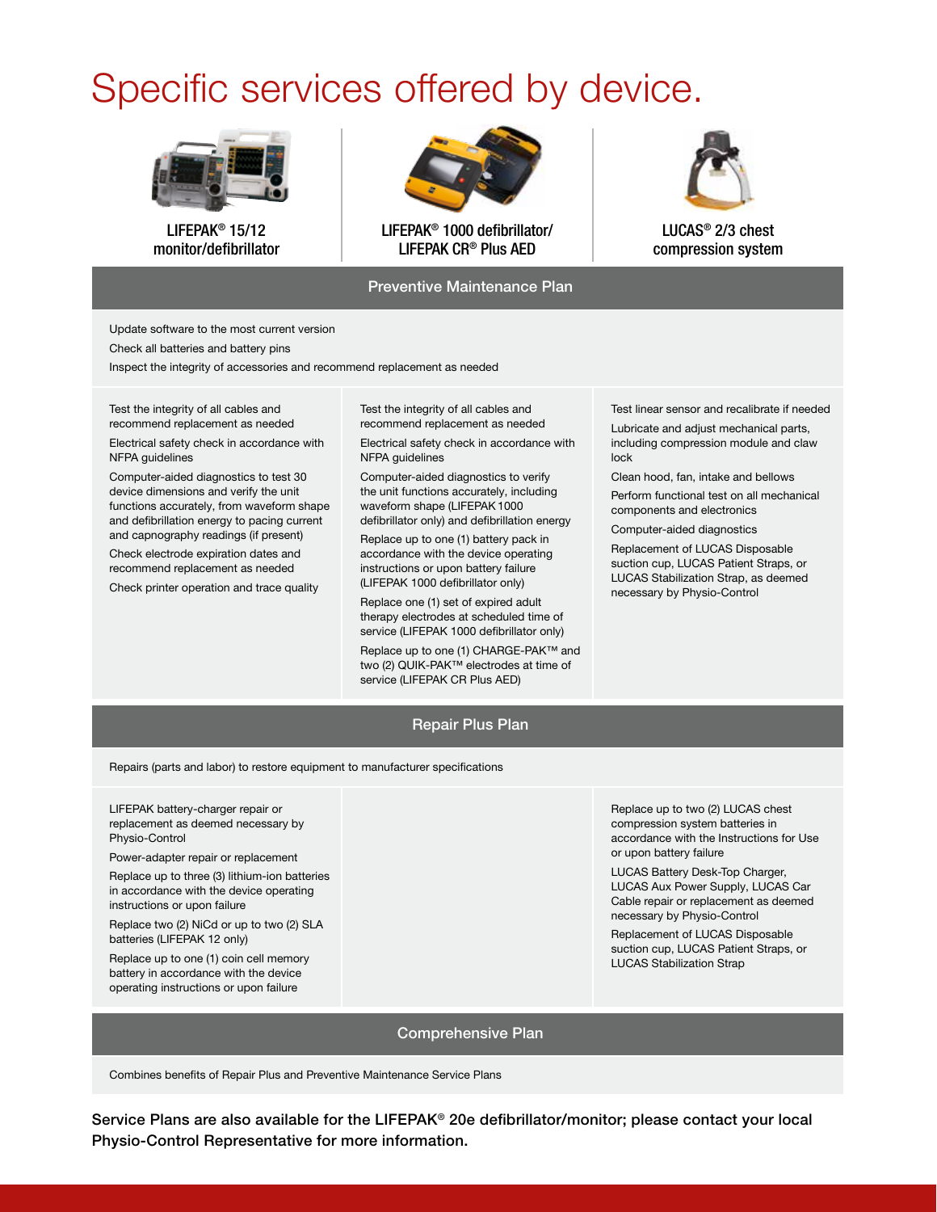# Specific services offered by device.

| LIFEPAK® 15/12 monitor/defibrillator | LIFEPAK® 1000 defibrillator/ LIFEPAK CR® Plus AED | LUCAS® 2/3 chest compression system |
|---|---|---|
| **Preventive Maintenance Plan** | | |
| Update software to the most current version<br>Check all batteries and battery pins<br>Inspect the integrity of accessories and recommend replacement as needed | | |
| Test the integrity of all cables and recommend replacement as needed<br>Electrical safety check in accordance with NFPA guidelines<br>Computer-aided diagnostics to test 30 device dimensions and verify the unit functions accurately, from waveform shape and defibrillation energy to pacing current and capnography readings (if present)<br>Check electrode expiration dates and recommend replacement as needed<br>Check printer operation and trace quality | Test the integrity of all cables and recommend replacement as needed<br>Electrical safety check in accordance with NFPA guidelines<br>Computer-aided diagnostics to verify the unit functions accurately, including waveform shape (LIFEPAK 1000 defibrillator only) and defibrillation energy<br>Replace up to one (1) battery pack in accordance with the device operating instructions or upon battery failure (LIFEPAK 1000 defibrillator only)<br>Replace one (1) set of expired adult therapy electrodes at scheduled time of service (LIFEPAK 1000 defibrillator only)<br>Replace up to one (1) CHARGE-PAK™ and two (2) QUIK-PAK™ electrodes at time of service (LIFEPAK CR Plus AED) | Test linear sensor and recalibrate if needed<br>Lubricate and adjust mechanical parts, including compression module and claw lock<br>Clean hood, fan, intake and bellows<br>Perform functional test on all mechanical components and electronics<br>Computer-aided diagnostics<br>Replacement of LUCAS Disposable suction cup, LUCAS Patient Straps, or LUCAS Stabilization Strap, as deemed necessary by Physio-Control |
| **Repair Plus Plan** | | |
| Repairs (parts and labor) to restore equipment to manufacturer specifications | | |
| LIFEPAK battery-charger repair or replacement as deemed necessary by Physio-Control<br>Power-adapter repair or replacement<br>Replace up to three (3) lithium-ion batteries in accordance with the device operating instructions or upon failure<br>Replace two (2) NiCd or up to two (2) SLA batteries (LIFEPAK 12 only)<br>Replace up to one (1) coin cell memory battery in accordance with the device operating instructions or upon failure | | Replace up to two (2) LUCAS chest compression system batteries in accordance with the Instructions for Use or upon battery failure<br>LUCAS Battery Desk-Top Charger, LUCAS Aux Power Supply, LUCAS Car Cable repair or replacement as deemed necessary by Physio-Control<br>Replacement of LUCAS Disposable suction cup, LUCAS Patient Straps, or LUCAS Stabilization Strap |
| **Comprehensive Plan** | | |
| Combines benefits of Repair Plus and Preventive Maintenance Service Plans | | |

**Service Plans are also available for the LIFEPAK® 20e defibrillator/monitor; please contact your local Physio-Control Representative for more information.**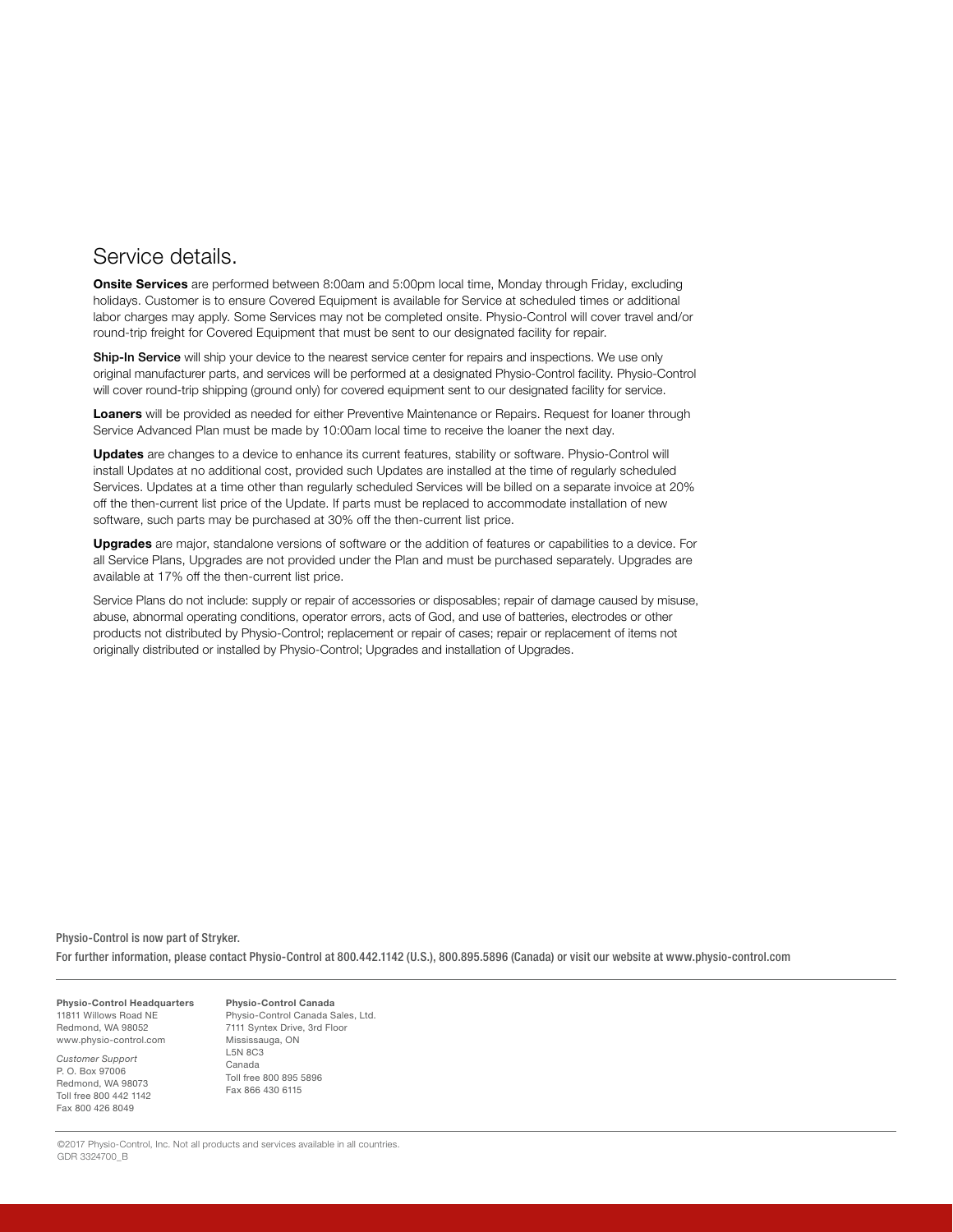## Service details.

**Onsite Services** are performed between 8:00am and 5:00pm local time, Monday through Friday, excluding holidays. Customer is to ensure Covered Equipment is available for Service at scheduled times or additional labor charges may apply. Some Services may not be completed onsite. Physio-Control will cover travel and/or round-trip freight for Covered Equipment that must be sent to our designated facility for repair.

**Ship-In Service** will ship your device to the nearest service center for repairs and inspections. We use only original manufacturer parts, and services will be performed at a designated Physio-Control facility. Physio-Control will cover round-trip shipping (ground only) for covered equipment sent to our designated facility for service.

**Loaners** will be provided as needed for either Preventive Maintenance or Repairs. Request for loaner through Service Advanced Plan must be made by 10:00am local time to receive the loaner the next day.

**Updates** are changes to a device to enhance its current features, stability or software. Physio-Control will install Updates at no additional cost, provided such Updates are installed at the time of regularly scheduled Services. Updates at a time other than regularly scheduled Services will be billed on a separate invoice at 20% off the then-current list price of the Update. If parts must be replaced to accommodate installation of new software, such parts may be purchased at 30% off the then-current list price.

**Upgrades** are major, standalone versions of software or the addition of features or capabilities to a device. For all Service Plans, Upgrades are not provided under the Plan and must be purchased separately. Upgrades are available at 17% off the then-current list price.

Service Plans do not include: supply or repair of accessories or disposables; repair of damage caused by misuse, abuse, abnormal operating conditions, operator errors, acts of God, and use of batteries, electrodes or other products not distributed by Physio-Control; replacement or repair of cases; repair or replacement of items not originally distributed or installed by Physio-Control; Upgrades and installation of Upgrades.

Physio-Control is now part of Stryker.

For further information, please contact Physio-Control at 800.442.1142 (U.S.), 800.895.5896 (Canada) or visit our website at www.physio-control.com

**Physio-Control Headquarters**
11811 Willows Road NE
Redmond, WA 98052
www.physio-control.com

*Customer Support*
P. O. Box 97006
Redmond, WA 98073
Toll free 800 442 1142
Fax 800 426 8049

**Physio-Control Canada**
Physio-Control Canada Sales, Ltd.
7111 Syntex Drive, 3rd Floor
Mississauga, ON
L5N 8C3
Canada
Toll free 800 895 5896
Fax 866 430 6115

©2017 Physio-Control, Inc. Not all products and services available in all countries.
GDR 3324700_B